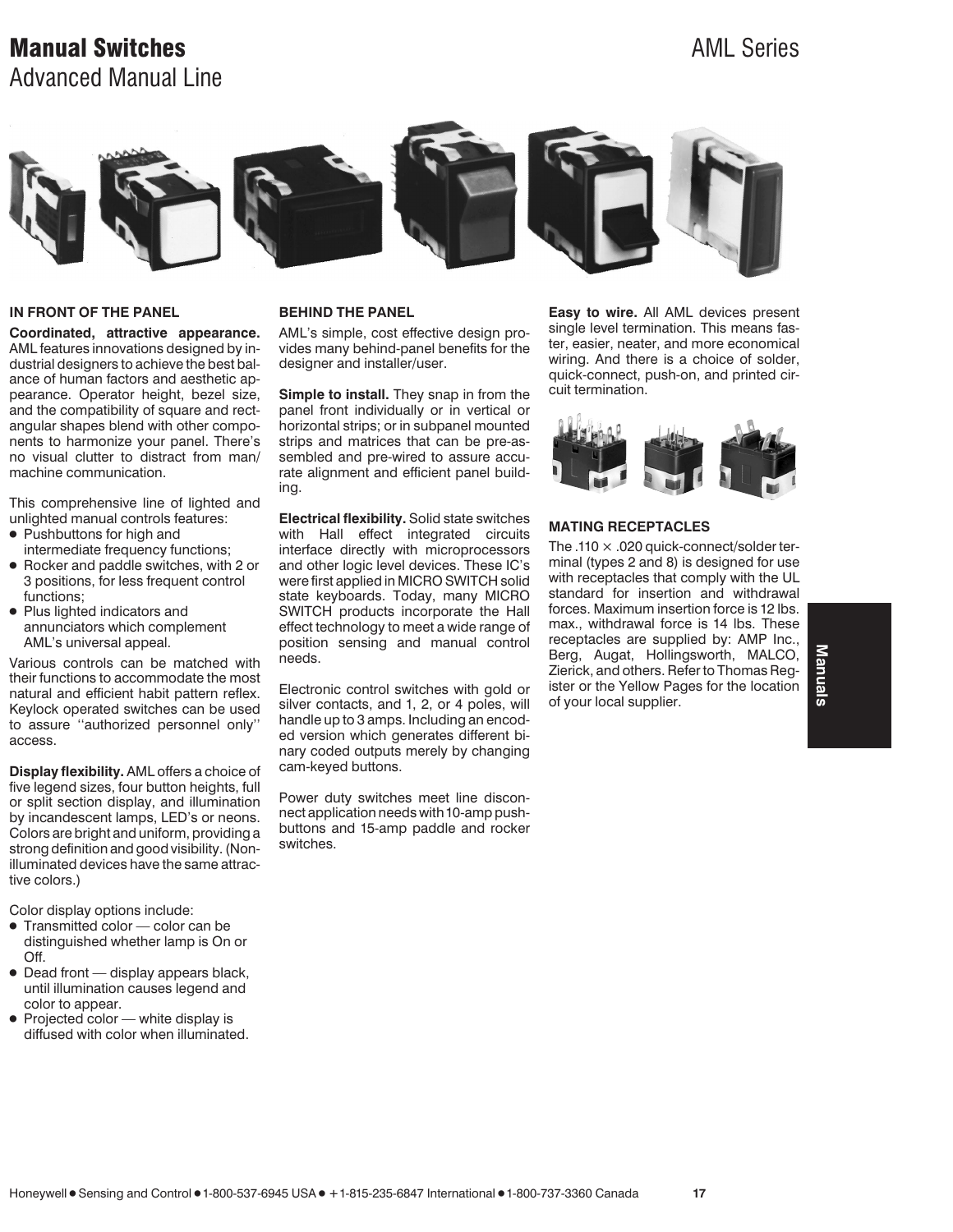# Manual Switches
## Advanced Manual Line

AML Series

### IN FRONT OF THE PANEL

**Coordinated, attractive appearance.** AML features innovations designed by industrial designers to achieve the best balance of human factors and aesthetic appearance. Operator height, bezel size, and the compatibility of square and rectangular shapes blend with other components to harmonize your panel. There's no visual clutter to distract from man/machine communication.

This comprehensive line of lighted and unlighted manual controls features:

- Pushbuttons for high and intermediate frequency functions;
- Rocker and paddle switches, with 2 or 3 positions, for less frequent control functions;
- Plus lighted indicators and annunciators which complement AML's universal appeal.

Various controls can be matched with their functions to accommodate the most natural and efficient habit pattern reflex. Keylock operated switches can be used to assure ''authorized personnel only'' access.

**Display flexibility.** AML offers a choice of five legend sizes, four button heights, full or split section display, and illumination by incandescent lamps, LED's or neons. Colors are bright and uniform, providing a strong definition and good visibility. (Non-illuminated devices have the same attractive colors.)

Color display options include:

- Transmitted color — color can be distinguished whether lamp is On or Off.
- Dead front — display appears black, until illumination causes legend and color to appear.
- Projected color — white display is diffused with color when illuminated.

### BEHIND THE PANEL

AML's simple, cost effective design provides many behind-panel benefits for the designer and installer/user.

**Simple to install.** They snap in from the panel front individually or in vertical or horizontal strips; or in subpanel mounted strips and matrices that can be pre-assembled and pre-wired to assure accurate alignment and efficient panel building.

**Electrical flexibility.** Solid state switches with Hall effect integrated circuits interface directly with microprocessors and other logic level devices. These IC's were first applied in MICRO SWITCH solid state keyboards. Today, many MICRO SWITCH products incorporate the Hall effect technology to meet a wide range of position sensing and manual control needs.

Electronic control switches with gold or silver contacts, and 1, 2, or 4 poles, will handle up to 3 amps. Including an encoded version which generates different binary coded outputs merely by changing cam-keyed buttons.

Power duty switches meet line disconnect application needs with 10-amp pushbuttons and 15-amp paddle and rocker switches.

**Easy to wire.** All AML devices present single level termination. This means faster, easier, neater, and more economical wiring. And there is a choice of solder, quick-connect, push-on, and printed circuit termination.

### MATING RECEPTACLES

The .110 × .020 quick-connect/solder terminal (types 2 and 8) is designed for use with receptacles that comply with the UL standard for insertion and withdrawal forces. Maximum insertion force is 12 lbs. max., withdrawal force is 14 lbs. These receptacles are supplied by: AMP Inc., Berg, Augat, Hollingsworth, MALCO, Zierick, and others. Refer to Thomas Register or the Yellow Pages for the location of your local supplier.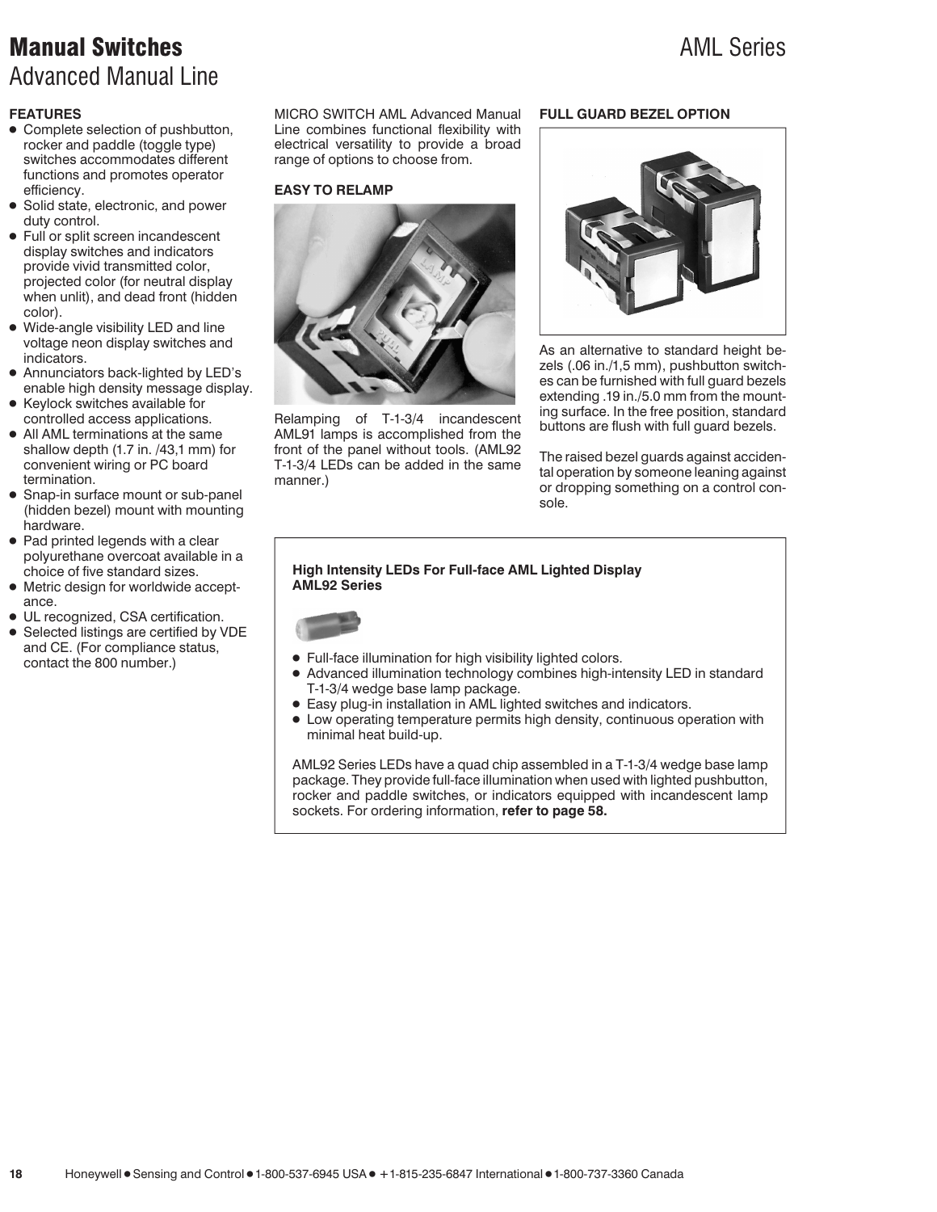# Manual Switches

## Advanced Manual Line

AML Series

### FEATURES

- Complete selection of pushbutton, rocker and paddle (toggle type) switches accommodates different functions and promotes operator efficiency.
- Solid state, electronic, and power duty control.
- Full or split screen incandescent display switches and indicators provide vivid transmitted color, projected color (for neutral display when unlit), and dead front (hidden color).
- Wide-angle visibility LED and line voltage neon display switches and indicators.
- Annunciators back-lighted by LED's enable high density message display.
- Keylock switches available for controlled access applications.
- All AML terminations at the same shallow depth (1.7 in. /43,1 mm) for convenient wiring or PC board termination.
- Snap-in surface mount or sub-panel (hidden bezel) mount with mounting hardware.
- Pad printed legends with a clear polyurethane overcoat available in a choice of five standard sizes.
- Metric design for worldwide acceptance.
- UL recognized, CSA certification.
- Selected listings are certified by VDE and CE. (For compliance status, contact the 800 number.)

MICRO SWITCH AML Advanced Manual Line combines functional flexibility with electrical versatility to provide a broad range of options to choose from.

### EASY TO RELAMP

Relamping of T-1-3/4 incandescent AML91 lamps is accomplished from the front of the panel without tools. (AML92 T-1-3/4 LEDs can be added in the same manner.)

### FULL GUARD BEZEL OPTION

As an alternative to standard height bezels (.06 in./1,5 mm), pushbutton switches can be furnished with full guard bezels extending .19 in./5.0 mm from the mounting surface. In the free position, standard buttons are flush with full guard bezels.

The raised bezel guards against accidental operation by someone leaning against or dropping something on a control console.

**High Intensity LEDs For Full-face AML Lighted Display AML92 Series**

- Full-face illumination for high visibility lighted colors.
- Advanced illumination technology combines high-intensity LED in standard T-1-3/4 wedge base lamp package.
- Easy plug-in installation in AML lighted switches and indicators.
- Low operating temperature permits high density, continuous operation with minimal heat build-up.

AML92 Series LEDs have a quad chip assembled in a T-1-3/4 wedge base lamp package. They provide full-face illumination when used with lighted pushbutton, rocker and paddle switches, or indicators equipped with incandescent lamp sockets. For ordering information, **refer to page 58.**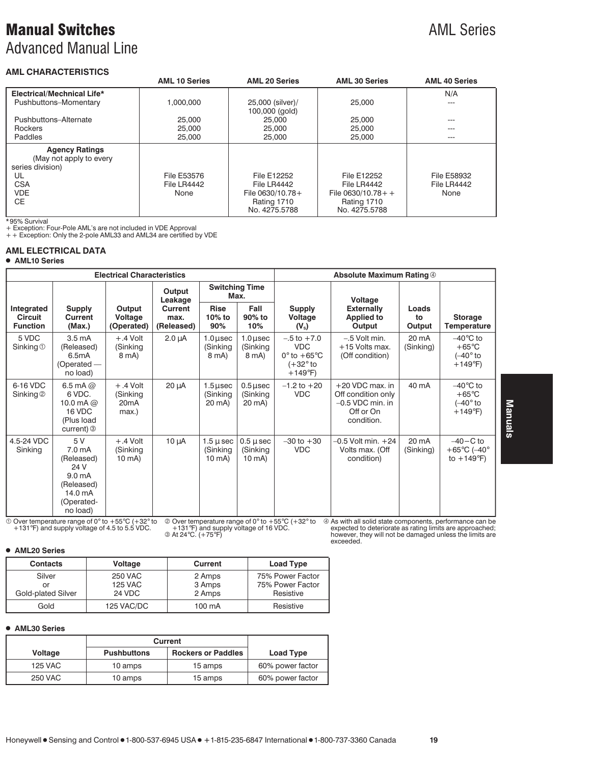# Manual Switches

AML Series

Advanced Manual Line

### AML CHARACTERISTICS

| | AML 10 Series | AML 20 Series | AML 30 Series | AML 40 Series |
|---|---|---|---|---|
| **Electrical/Mechnical Life*** | | | | N/A |
| Pushbuttons–Momentary | 1,000,000 | 25,000 (silver)/ 100,000 (gold) | 25,000 | --- |
| Pushbuttons–Alternate | 25,000 | 25,000 | 25,000 | --- |
| Rockers | 25,000 | 25,000 | 25,000 | --- |
| Paddles | 25,000 | 25,000 | 25,000 | --- |
| **Agency Ratings** (May not apply to every series division) | | | | |
| UL | File E53576 | File E12252 | File E12252 | File E58932 |
| CSA | File LR4442 | File LR4442 | File LR4442 | File LR4442 |
| VDE | None | File 0630/10.78+ | File 0630/10.78++ | None |
| CE | | Rating 1710 No. 4275.5788 | Rating 1710 No. 4275.5788 | |

*95% Survival
+ Exception: Four-Pole AML's are not included in VDE Approval
++ Exception: Only the 2-pole AML33 and AML34 are certified by VDE

### AML ELECTRICAL DATA

- **AML10 Series**

| Electrical Characteristics | | | | | | Absolute Maximum Rating ④ | | | |
|---|---|---|---|---|---|---|---|---|---|
| | | | Output Leakage | Switching Time Max. | | | | | |
| Integrated Circuit Function | Supply Current (Max.) | Output Voltage (Operated) | Current max. (Released) | Rise 10% to 90% | Fall 90% to 10% | Supply Voltage ($V_s$) | Voltage Externally Applied to Output | Loads to Output | Storage Temperature |
| 5 VDC Sinking ① | 3.5 mA (Released) 6.5mA (Operated — no load) | +.4 Volt (Sinking 8 mA) | 2.0 µA | 1.0 µsec (Sinking 8 mA) | 1.0 µsec (Sinking 8 mA) | –.5 to +7.0 VDC 0° to +65°C (+32° to +149°F) | –.5 Volt min. +15 Volts max. (Off condition) | 20 mA (Sinking) | –40°C to +65°C (–40° to +149°F) |
| 6-16 VDC Sinking ② | 6.5 mA @ 6 VDC. 10.0 mA @ 16 VDC (Plus load current) ③ | +.4 Volt (Sinking 20mA max.) | 20 µA | 1.5 µsec (Sinking 20 mA) | 0.5 µsec (Sinking 20 mA) | –1.2 to +20 VDC | +20 VDC max. in Off condition only –0.5 VDC min. in Off or On condition. | 40 mA | –40°C to +65°C (–40° to +149°F) |
| 4.5-24 VDC Sinking | 5 V 7.0 mA (Released) 24 V 9.0 mA (Released) 14.0 mA (Operated- no load) | +.4 Volt (Sinking 10 mA) | 10 µA | 1.5 µ sec (Sinking 10 mA) | 0.5 µ sec (Sinking 10 mA) | –30 to +30 VDC | –0.5 Volt min. +24 Volts max. (Off condition) | 20 mA (Sinking) | –40–C to +65°C (–40° to +149°F) |

① Over temperature range of 0° to +55°C (+32° to +131°F) and supply voltage of 4.5 to 5.5 VDC.
② Over temperature range of 0° to +55°C (+32° to +131°F) and supply voltage of 16 VDC.
③ At 24°C. (+75°F)
④ As with all solid state components, performance can be expected to deteriorate as rating limits are approached; however, they will not be damaged unless the limits are exceeded.

- **AML20 Series**

| Contacts | Voltage | Current | Load Type |
|---|---|---|---|
| Silver or Gold-plated Silver | 250 VAC<br>125 VAC<br>24 VDC | 2 Amps<br>3 Amps<br>2 Amps | 75% Power Factor<br>75% Power Factor<br>Resistive |
| Gold | 125 VAC/DC | 100 mA | Resistive |

- **AML30 Series**

| | Current | | |
|---|---|---|---|
| Voltage | Pushbuttons | Rockers or Paddles | Load Type |
| 125 VAC | 10 amps | 15 amps | 60% power factor |
| 250 VAC | 10 amps | 15 amps | 60% power factor |